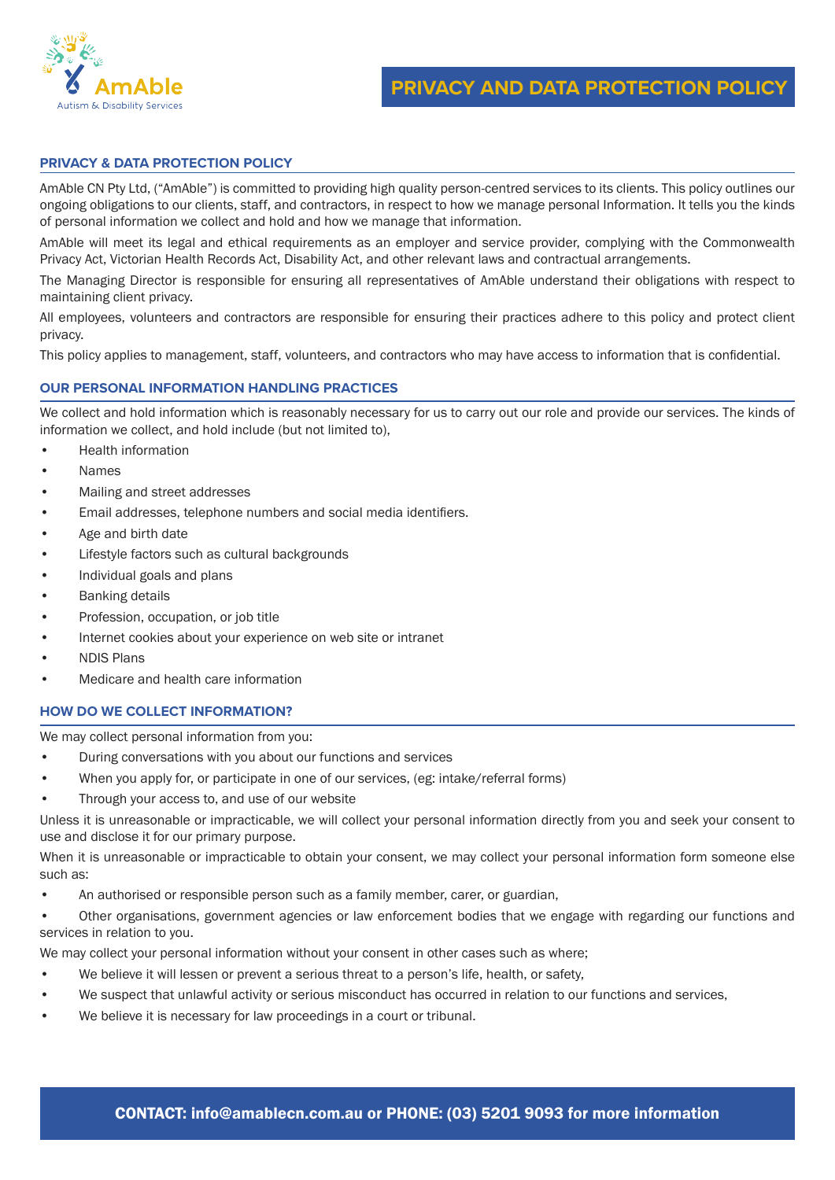# PRIVACY AND DATA PROTECTION POLICY

## PRIVACY & DATA PROTECTION POLICY

AmAble CN Pty Ltd, ("AmAble") is committed to providing high quality person-centred services to its clients. This policy outlines our ongoing obligations to our clients, staff, and contractors, in respect to how we manage personal Information. It tells you the kinds of personal information we collect and hold and how we manage that information.

AmAble will meet its legal and ethical requirements as an employer and service provider, complying with the Commonwealth Privacy Act, Victorian Health Records Act, Disability Act, and other relevant laws and contractual arrangements.

The Managing Director is responsible for ensuring all representatives of AmAble understand their obligations with respect to maintaining client privacy.

All employees, volunteers and contractors are responsible for ensuring their practices adhere to this policy and protect client privacy.

This policy applies to management, staff, volunteers, and contractors who may have access to information that is confidential.

## OUR PERSONAL INFORMATION HANDLING PRACTICES

We collect and hold information which is reasonably necessary for us to carry out our role and provide our services. The kinds of information we collect, and hold include (but not limited to),

- Health information
- Names
- Mailing and street addresses
- Email addresses, telephone numbers and social media identifiers.
- Age and birth date
- Lifestyle factors such as cultural backgrounds
- Individual goals and plans
- Banking details
- Profession, occupation, or job title
- Internet cookies about your experience on web site or intranet
- NDIS Plans
- Medicare and health care information

## HOW DO WE COLLECT INFORMATION?

We may collect personal information from you:

- During conversations with you about our functions and services
- When you apply for, or participate in one of our services, (eg: intake/referral forms)
- Through your access to, and use of our website

Unless it is unreasonable or impracticable, we will collect your personal information directly from you and seek your consent to use and disclose it for our primary purpose.

When it is unreasonable or impracticable to obtain your consent, we may collect your personal information form someone else such as:

- An authorised or responsible person such as a family member, carer, or guardian,
- Other organisations, government agencies or law enforcement bodies that we engage with regarding our functions and services in relation to you.

We may collect your personal information without your consent in other cases such as where;

- We believe it will lessen or prevent a serious threat to a person's life, health, or safety,
- We suspect that unlawful activity or serious misconduct has occurred in relation to our functions and services,
- We believe it is necessary for law proceedings in a court or tribunal.

**CONTACT: info@amablecn.com.au or PHONE: (03) 5201 9093 for more information**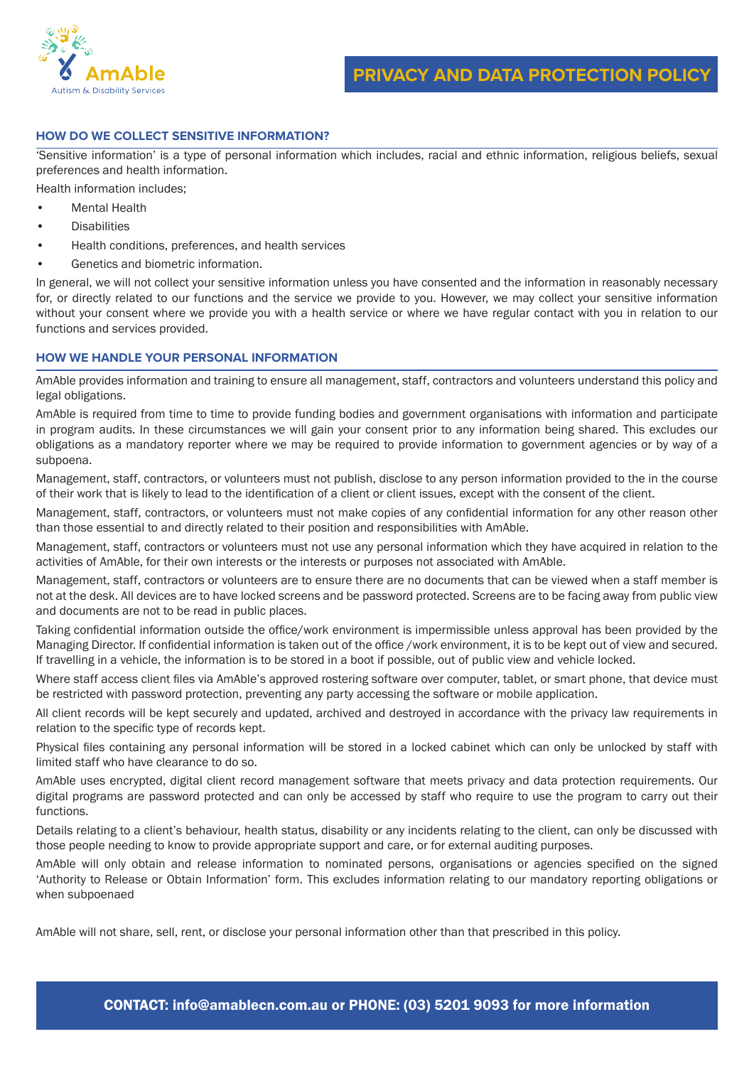## HOW DO WE COLLECT SENSITIVE INFORMATION?

'Sensitive information' is a type of personal information which includes, racial and ethnic information, religious beliefs, sexual preferences and health information.

Health information includes;

- Mental Health
- Disabilities
- Health conditions, preferences, and health services
- Genetics and biometric information.

In general, we will not collect your sensitive information unless you have consented and the information in reasonably necessary for, or directly related to our functions and the service we provide to you. However, we may collect your sensitive information without your consent where we provide you with a health service or where we have regular contact with you in relation to our functions and services provided.

## HOW WE HANDLE YOUR PERSONAL INFORMATION

AmAble provides information and training to ensure all management, staff, contractors and volunteers understand this policy and legal obligations.

AmAble is required from time to time to provide funding bodies and government organisations with information and participate in program audits. In these circumstances we will gain your consent prior to any information being shared. This excludes our obligations as a mandatory reporter where we may be required to provide information to government agencies or by way of a subpoena.

Management, staff, contractors, or volunteers must not publish, disclose to any person information provided to the in the course of their work that is likely to lead to the identification of a client or client issues, except with the consent of the client.

Management, staff, contractors, or volunteers must not make copies of any confidential information for any other reason other than those essential to and directly related to their position and responsibilities with AmAble.

Management, staff, contractors or volunteers must not use any personal information which they have acquired in relation to the activities of AmAble, for their own interests or the interests or purposes not associated with AmAble.

Management, staff, contractors or volunteers are to ensure there are no documents that can be viewed when a staff member is not at the desk. All devices are to have locked screens and be password protected. Screens are to be facing away from public view and documents are not to be read in public places.

Taking confidential information outside the office/work environment is impermissible unless approval has been provided by the Managing Director. If confidential information is taken out of the office /work environment, it is to be kept out of view and secured. If travelling in a vehicle, the information is to be stored in a boot if possible, out of public view and vehicle locked.

Where staff access client files via AmAble's approved rostering software over computer, tablet, or smart phone, that device must be restricted with password protection, preventing any party accessing the software or mobile application.

All client records will be kept securely and updated, archived and destroyed in accordance with the privacy law requirements in relation to the specific type of records kept.

Physical files containing any personal information will be stored in a locked cabinet which can only be unlocked by staff with limited staff who have clearance to do so.

AmAble uses encrypted, digital client record management software that meets privacy and data protection requirements. Our digital programs are password protected and can only be accessed by staff who require to use the program to carry out their functions.

Details relating to a client's behaviour, health status, disability or any incidents relating to the client, can only be discussed with those people needing to know to provide appropriate support and care, or for external auditing purposes.

AmAble will only obtain and release information to nominated persons, organisations or agencies specified on the signed 'Authority to Release or Obtain Information' form. This excludes information relating to our mandatory reporting obligations or when subpoenaed

AmAble will not share, sell, rent, or disclose your personal information other than that prescribed in this policy.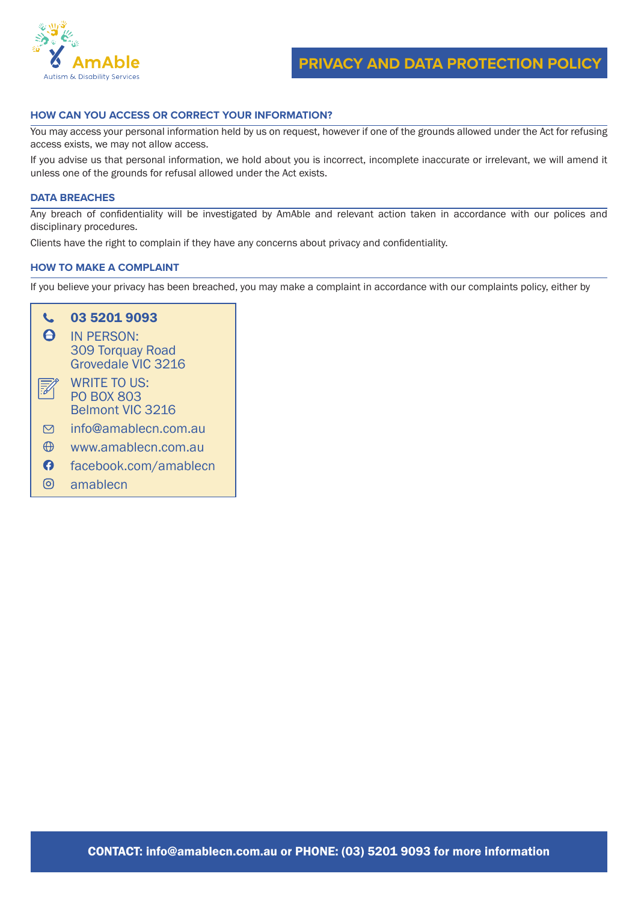## HOW CAN YOU ACCESS OR CORRECT YOUR INFORMATION?

You may access your personal information held by us on request, however if one of the grounds allowed under the Act for refusing access exists, we may not allow access.

If you advise us that personal information, we hold about you is incorrect, incomplete inaccurate or irrelevant, we will amend it unless one of the grounds for refusal allowed under the Act exists.

## DATA BREACHES

Any breach of confidentiality will be investigated by AmAble and relevant action taken in accordance with our polices and disciplinary procedures.

Clients have the right to complain if they have any concerns about privacy and confidentiality.

## HOW TO MAKE A COMPLAINT

If you believe your privacy has been breached, you may make a complaint in accordance with our complaints policy, either by

**03 5201 9093**

IN PERSON:
309 Torquay Road
Grovedale VIC 3216

WRITE TO US:
PO BOX 803
Belmont VIC 3216

info@amablecn.com.au

www.amablecn.com.au

facebook.com/amablecn

amablecn